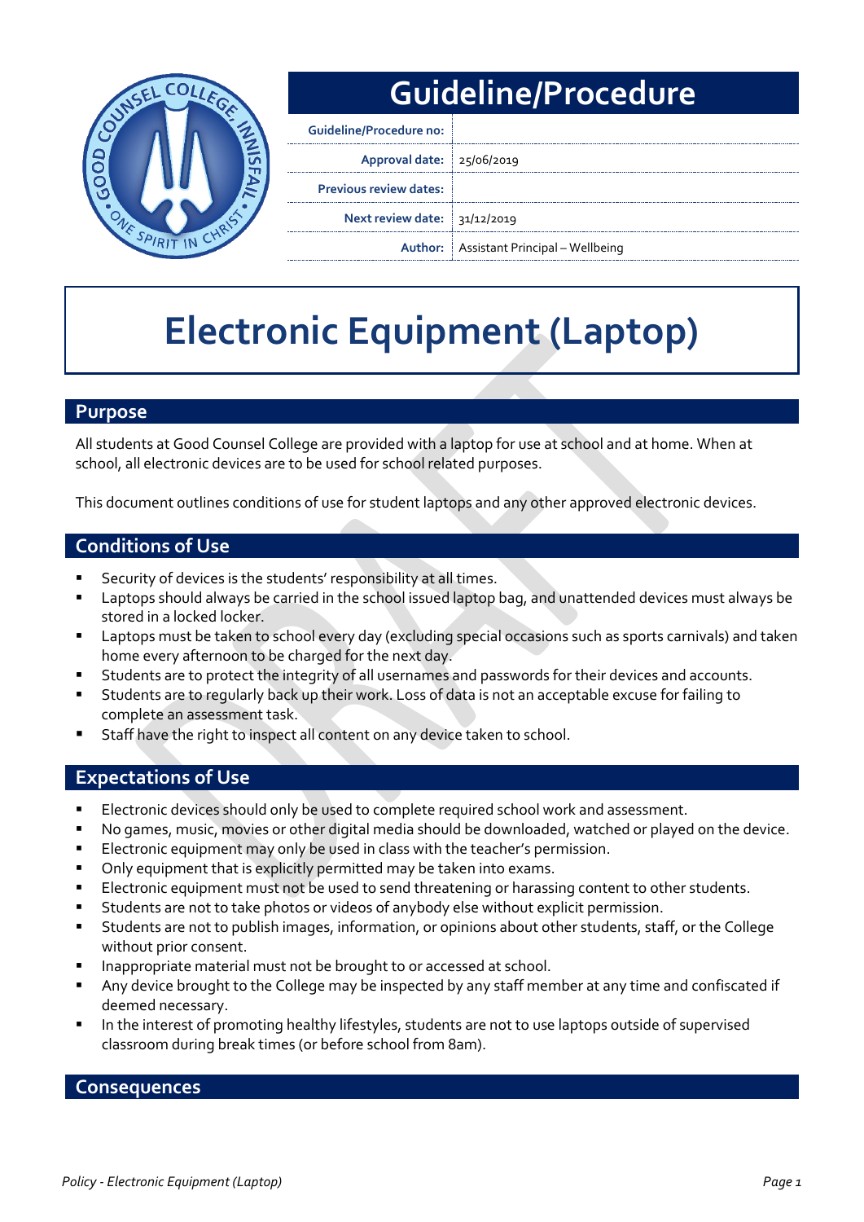# Guideline/Procedure

| | |
|---|---|
| **Guideline/Procedure no:** | |
| **Approval date:** | 25/06/2019 |
| **Previous review dates:** | |
| **Next review date:** | 31/12/2019 |
| **Author:** | Assistant Principal – Wellbeing |

# Electronic Equipment (Laptop)

## Purpose

All students at Good Counsel College are provided with a laptop for use at school and at home. When at school, all electronic devices are to be used for school related purposes.

This document outlines conditions of use for student laptops and any other approved electronic devices.

## Conditions of Use

- Security of devices is the students' responsibility at all times.
- Laptops should always be carried in the school issued laptop bag, and unattended devices must always be stored in a locked locker.
- Laptops must be taken to school every day (excluding special occasions such as sports carnivals) and taken home every afternoon to be charged for the next day.
- Students are to protect the integrity of all usernames and passwords for their devices and accounts.
- Students are to regularly back up their work. Loss of data is not an acceptable excuse for failing to complete an assessment task.
- Staff have the right to inspect all content on any device taken to school.

## Expectations of Use

- Electronic devices should only be used to complete required school work and assessment.
- No games, music, movies or other digital media should be downloaded, watched or played on the device.
- Electronic equipment may only be used in class with the teacher's permission.
- Only equipment that is explicitly permitted may be taken into exams.
- Electronic equipment must not be used to send threatening or harassing content to other students.
- Students are not to take photos or videos of anybody else without explicit permission.
- Students are not to publish images, information, or opinions about other students, staff, or the College without prior consent.
- Inappropriate material must not be brought to or accessed at school.
- Any device brought to the College may be inspected by any staff member at any time and confiscated if deemed necessary.
- In the interest of promoting healthy lifestyles, students are not to use laptops outside of supervised classroom during break times (or before school from 8am).

## Consequences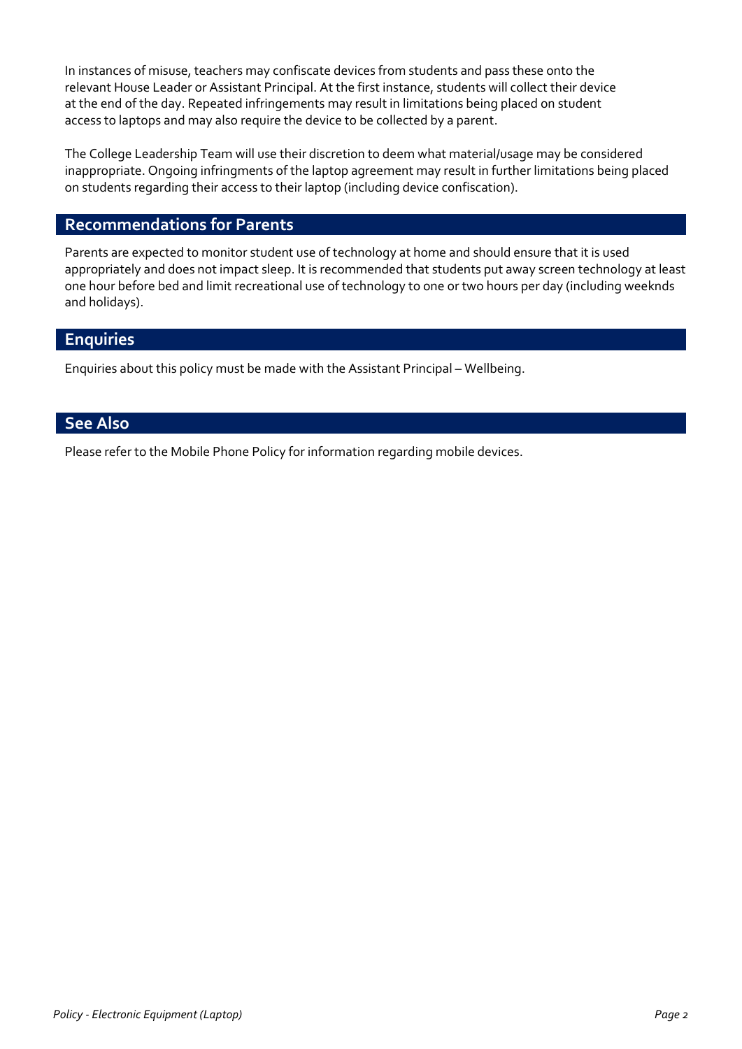In instances of misuse, teachers may confiscate devices from students and pass these onto the relevant House Leader or Assistant Principal. At the first instance, students will collect their device at the end of the day. Repeated infringements may result in limitations being placed on student access to laptops and may also require the device to be collected by a parent.

The College Leadership Team will use their discretion to deem what material/usage may be considered inappropriate. Ongoing infringments of the laptop agreement may result in further limitations being placed on students regarding their access to their laptop (including device confiscation).

## Recommendations for Parents

Parents are expected to monitor student use of technology at home and should ensure that it is used appropriately and does not impact sleep. It is recommended that students put away screen technology at least one hour before bed and limit recreational use of technology to one or two hours per day (including weeknds and holidays).

## Enquiries

Enquiries about this policy must be made with the Assistant Principal – Wellbeing.

## See Also

Please refer to the Mobile Phone Policy for information regarding mobile devices.